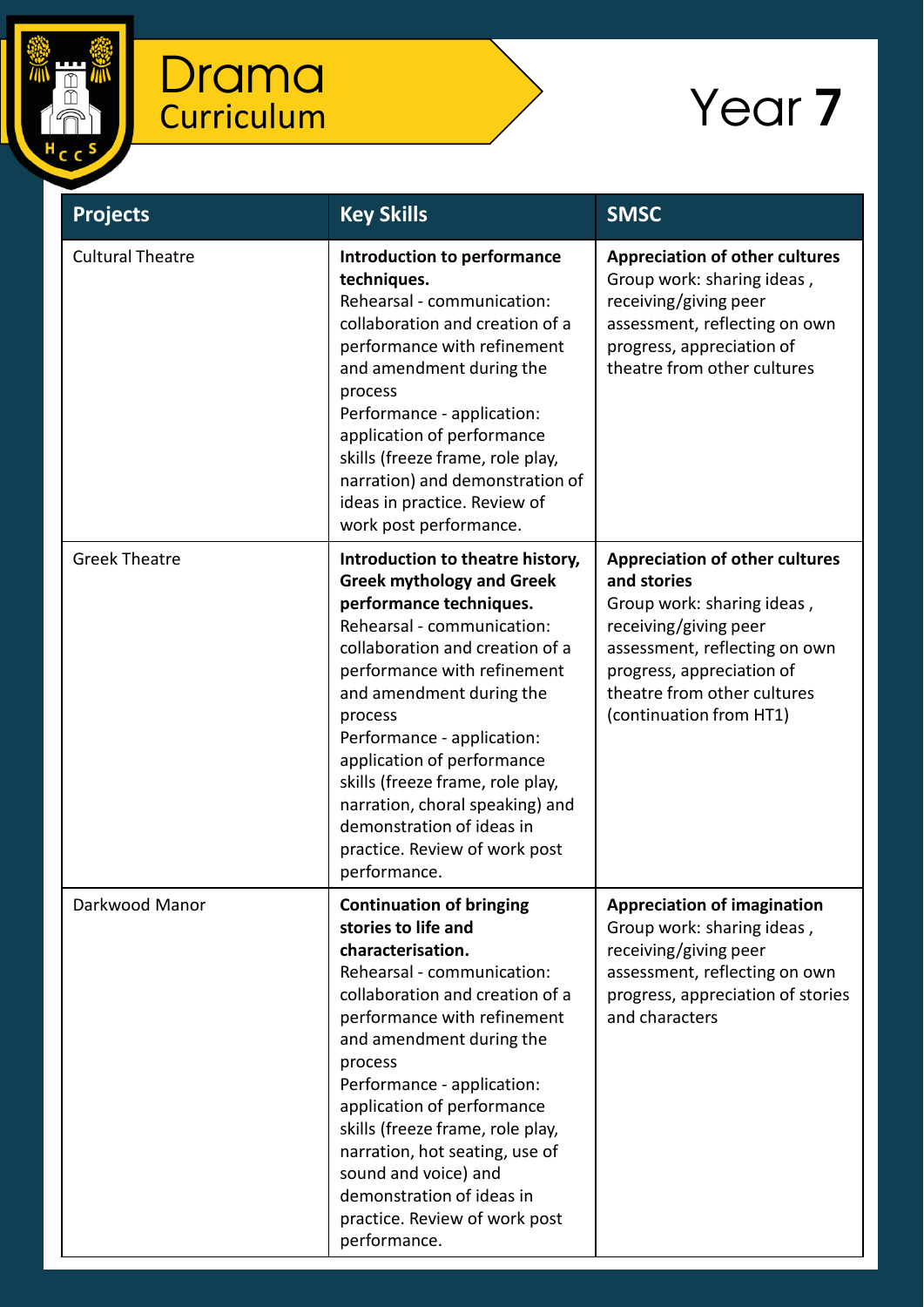# Drama Curriculum

# Year **7**

| Projects | Key Skills | SMSC |
|---|---|---|
| Cultural Theatre | **Introduction to performance techniques.** Rehearsal - communication: collaboration and creation of a performance with refinement and amendment during the process Performance - application: application of performance skills (freeze frame, role play, narration) and demonstration of ideas in practice. Review of work post performance. | **Appreciation of other cultures** Group work: sharing ideas , receiving/giving peer assessment, reflecting on own progress, appreciation of theatre from other cultures |
| Greek Theatre | **Introduction to theatre history, Greek mythology and Greek performance techniques.** Rehearsal - communication: collaboration and creation of a performance with refinement and amendment during the process Performance - application: application of performance skills (freeze frame, role play, narration, choral speaking) and demonstration of ideas in practice. Review of work post performance. | **Appreciation of other cultures and stories** Group work: sharing ideas , receiving/giving peer assessment, reflecting on own progress, appreciation of theatre from other cultures (continuation from HT1) |
| Darkwood Manor | **Continuation of bringing stories to life and characterisation.** Rehearsal - communication: collaboration and creation of a performance with refinement and amendment during the process Performance - application: application of performance skills (freeze frame, role play, narration, hot seating, use of sound and voice) and demonstration of ideas in practice. Review of work post performance. | **Appreciation of imagination** Group work: sharing ideas , receiving/giving peer assessment, reflecting on own progress, appreciation of stories and characters |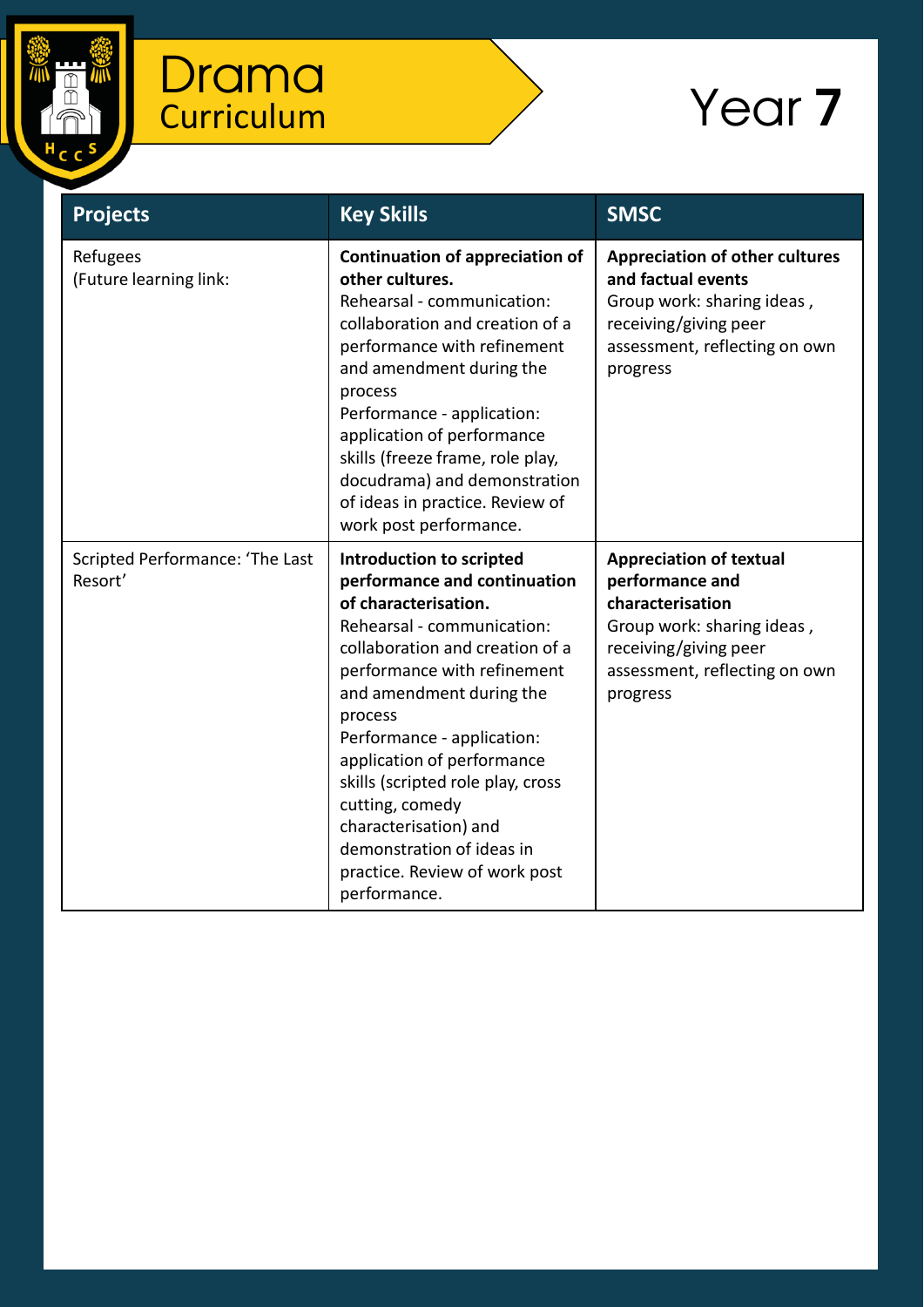# Drama Curriculum

## Year 7

| Projects | Key Skills | SMSC |
| --- | --- | --- |
| Refugees<br>(Future learning link: | **Continuation of appreciation of other cultures.**<br>Rehearsal - communication: collaboration and creation of a performance with refinement and amendment during the process<br>Performance - application: application of performance skills (freeze frame, role play, docudrama) and demonstration of ideas in practice. Review of work post performance. | **Appreciation of other cultures and factual events**<br>Group work: sharing ideas , receiving/giving peer assessment, reflecting on own progress |
| Scripted Performance: 'The Last Resort' | **Introduction to scripted performance and continuation of characterisation.**<br>Rehearsal - communication: collaboration and creation of a performance with refinement and amendment during the process<br>Performance - application: application of performance skills (scripted role play, cross cutting, comedy characterisation) and demonstration of ideas in practice. Review of work post performance. | **Appreciation of textual performance and characterisation**<br>Group work: sharing ideas , receiving/giving peer assessment, reflecting on own progress |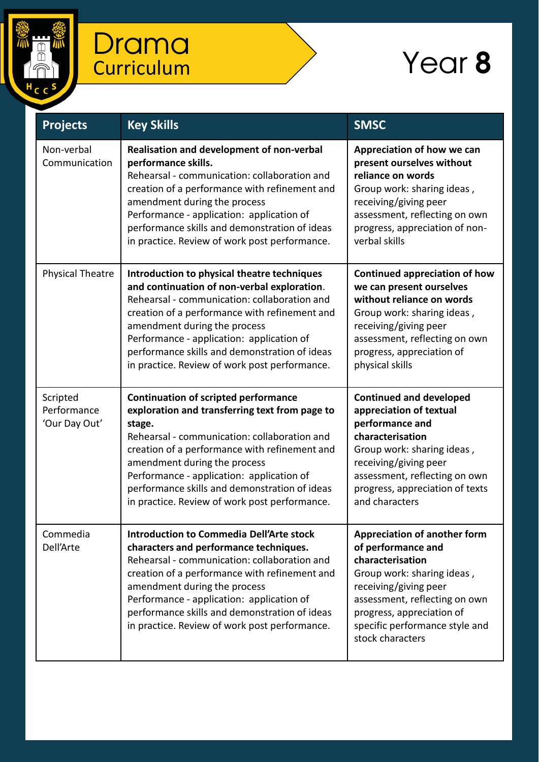# Drama Curriculum

## Year 8

| Projects | Key Skills | SMSC |
|---|---|---|
| Non-verbal Communication | **Realisation and development of non-verbal performance skills.** Rehearsal - communication: collaboration and creation of a performance with refinement and amendment during the process Performance - application: application of performance skills and demonstration of ideas in practice. Review of work post performance. | **Appreciation of how we can present ourselves without reliance on words** Group work: sharing ideas , receiving/giving peer assessment, reflecting on own progress, appreciation of non-verbal skills |
| Physical Theatre | **Introduction to physical theatre techniques and continuation of non-verbal exploration**. Rehearsal - communication: collaboration and creation of a performance with refinement and amendment during the process Performance - application: application of performance skills and demonstration of ideas in practice. Review of work post performance. | **Continued appreciation of how we can present ourselves without reliance on words** Group work: sharing ideas , receiving/giving peer assessment, reflecting on own progress, appreciation of physical skills |
| Scripted Performance 'Our Day Out' | **Continuation of scripted performance exploration and transferring text from page to stage.** Rehearsal - communication: collaboration and creation of a performance with refinement and amendment during the process Performance - application: application of performance skills and demonstration of ideas in practice. Review of work post performance. | **Continued and developed appreciation of textual performance and characterisation** Group work: sharing ideas , receiving/giving peer assessment, reflecting on own progress, appreciation of texts and characters |
| Commedia Dell'Arte | **Introduction to Commedia Dell'Arte stock characters and performance techniques.** Rehearsal - communication: collaboration and creation of a performance with refinement and amendment during the process Performance - application: application of performance skills and demonstration of ideas in practice. Review of work post performance. | **Appreciation of another form of performance and characterisation** Group work: sharing ideas , receiving/giving peer assessment, reflecting on own progress, appreciation of specific performance style and stock characters |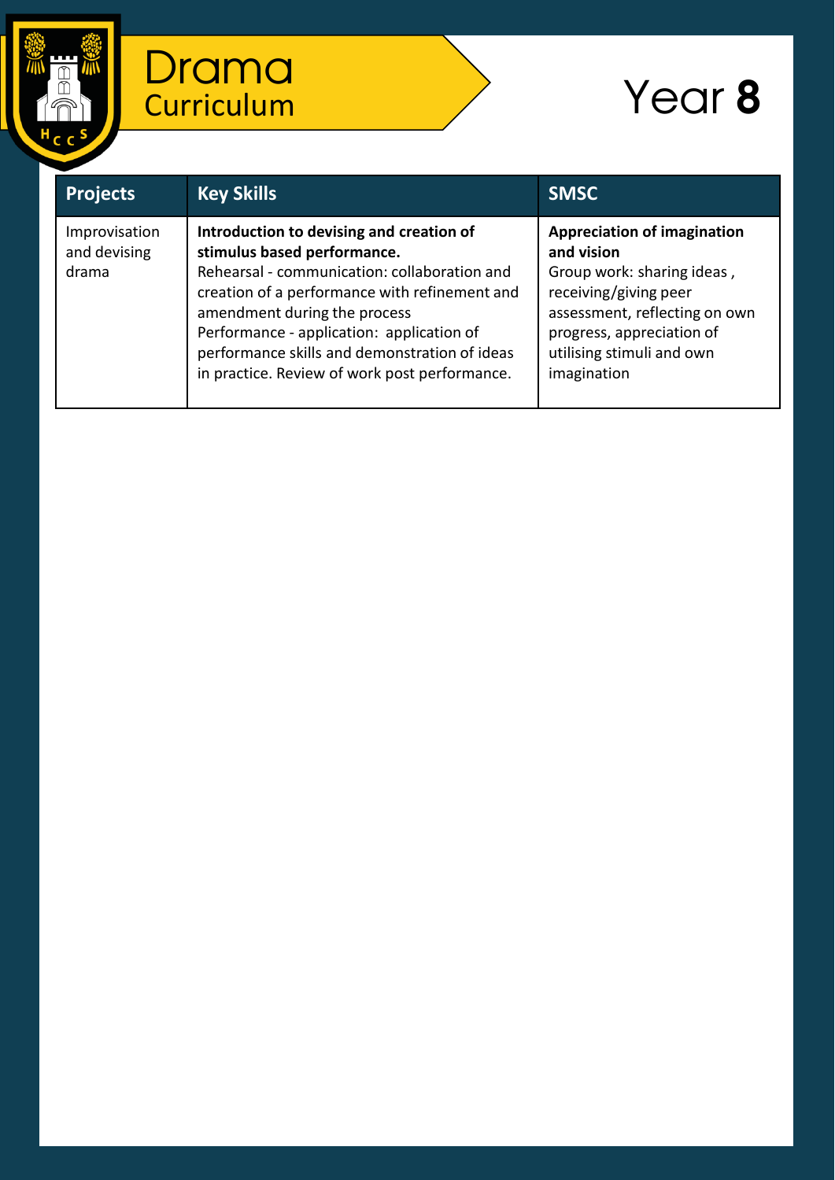# Drama Curriculum

## Year **8**

| Projects | Key Skills | SMSC |
| --- | --- | --- |
| Improvisation and devising drama | **Introduction to devising and creation of stimulus based performance.** Rehearsal - communication: collaboration and creation of a performance with refinement and amendment during the process Performance - application: application of performance skills and demonstration of ideas in practice. Review of work post performance. | **Appreciation of imagination and vision** Group work: sharing ideas , receiving/giving peer assessment, reflecting on own progress, appreciation of utilising stimuli and own imagination |